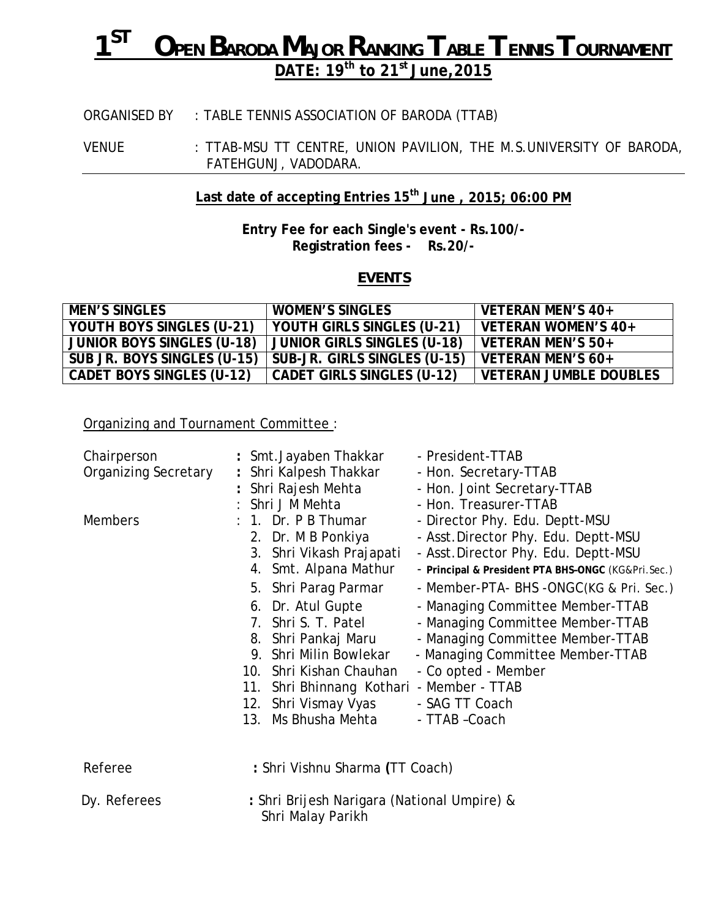# 1ST OPEN BARODA MAJOR RANKING TABLE TENNIS TOURNAMENT

**DATE: 19th to 21st June, 2015**

ORGANISED BY : TABLE TENNIS ASSOCIATION OF BARODA (TTAB)

VENUE : TTAB-MSU TT CENTRE, UNION PAVILION, THE M.S.UNIVERSITY OF BARODA, FATEHGUNJ, VADODARA.

---

**Last date of accepting Entries 15th June , 2015; 06:00 PM**

**Entry Fee for each Single's event - Rs.100/-**
**Registration fees - Rs.20/-**

## EVENTS

| MEN'S SINGLES | WOMEN'S SINGLES | VETERAN MEN'S 40+ |
|---|---|---|
| YOUTH BOYS SINGLES (U-21) | YOUTH GIRLS SINGLES (U-21) | VETERAN WOMEN'S 40+ |
| JUNIOR BOYS SINGLES (U-18) | JUNIOR GIRLS SINGLES (U-18) | VETERAN MEN'S 50+ |
| SUB JR. BOYS SINGLES (U-15) | SUB-JR. GIRLS SINGLES (U-15) | VETERAN MEN'S 60+ |
| CADET BOYS SINGLES (U-12) | CADET GIRLS SINGLES (U-12) | VETERAN JUMBLE DOUBLES |

Organizing and Tournament Committee :

| | | |
|---|---|---|
| Chairperson | : Smt.Jayaben Thakkar | - President-TTAB |
| Organizing Secretary | : Shri Kalpesh Thakkar | - Hon. Secretary-TTAB |
| | : Shri Rajesh Mehta | - Hon. Joint Secretary-TTAB |
| | : Shri J M Mehta | - Hon. Treasurer-TTAB |
| Members | : 1. Dr. P B Thumar | - Director Phy. Edu. Deptt-MSU |
| | 2. Dr. M B Ponkiya | - Asst.Director Phy. Edu. Deptt-MSU |
| | 3. Shri Vikash Prajapati | - Asst.Director Phy. Edu. Deptt-MSU |
| | 4. Smt. Alpana Mathur | - **Principal & President PTA BHS-ONGC** (KG&Pri.Sec.) |
| | 5. Shri Parag Parmar | - Member-PTA- BHS -ONGC(KG & Pri. Sec.) |
| | 6. Dr. Atul Gupte | - Managing Committee Member-TTAB |
| | 7. Shri S. T. Patel | - Managing Committee Member-TTAB |
| | 8. Shri Pankaj Maru | - Managing Committee Member-TTAB |
| | 9. Shri Milin Bowlekar | - Managing Committee Member-TTAB |
| | 10. Shri Kishan Chauhan | - Co opted - Member |
| | 11. Shri Bhinnang Kothari | - Member - TTAB |
| | 12. Shri Vismay Vyas | - SAG TT Coach |
| | 13. Ms Bhusha Mehta | - TTAB –Coach |

Referee : Shri Vishnu Sharma (TT Coach)

Dy. Referees : Shri Brijesh Narigara (National Umpire) & Shri Malay Parikh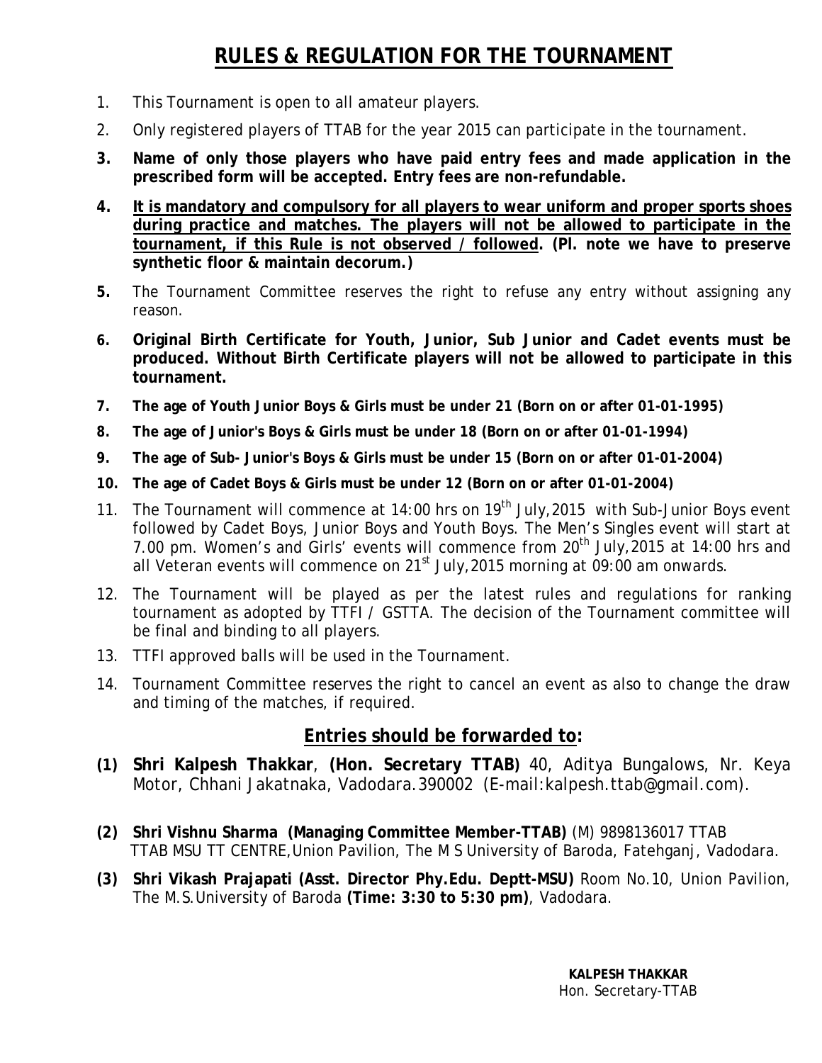# RULES & REGULATION FOR THE TOURNAMENT

1. This Tournament is open to all amateur players.
2. Only registered players of TTAB for the year 2015 can participate in the tournament.
3. **Name of only those players who have paid entry fees and made application in the prescribed form will be accepted. Entry fees are non-refundable.**
4. **<u>It is mandatory and compulsory for all players to wear uniform and proper sports shoes during practice and matches. The players will not be allowed to participate in the tournament, if this Rule is not observed / followed</u>. (Pl. note we have to preserve synthetic floor & maintain decorum.)**
5. The Tournament Committee reserves the right to refuse any entry without assigning any reason.
6. **Original Birth Certificate for Youth, Junior, Sub Junior and Cadet events must be produced. Without Birth Certificate players will not be allowed to participate in this tournament.**
7. **The age of Youth Junior Boys & Girls must be under 21 (Born on or after 01-01-1995)**
8. **The age of Junior's Boys & Girls must be under 18 (Born on or after 01-01-1994)**
9. **The age of Sub- Junior's Boys & Girls must be under 15 (Born on or after 01-01-2004)**
10. **The age of Cadet Boys & Girls must be under 12 (Born on or after 01-01-2004)**
11. The Tournament will commence at 14:00 hrs on 19th July,2015 with Sub-Junior Boys event followed by Cadet Boys, Junior Boys and Youth Boys. The Men's Singles event will start at 7.00 pm. Women's and Girls' events will commence from 20th July,2015 at 14:00 hrs and all Veteran events will commence on 21st July,2015 morning at 09:00 am onwards.
12. The Tournament will be played as per the latest rules and regulations for ranking tournament as adopted by TTFI / GSTTA. The decision of the Tournament committee will be final and binding to all players.
13. TTFI approved balls will be used in the Tournament.
14. Tournament Committee reserves the right to cancel an event as also to change the draw and timing of the matches, if required.

## <u>Entries should be forwarded to</u>:

**(1) Shri Kalpesh Thakkar**, **(Hon. Secretary TTAB)** 40, Aditya Bungalows, Nr. Keya Motor, Chhani Jakatnaka, Vadodara.390002 (E-mail:kalpesh.ttab@gmail.com).

**(2) Shri Vishnu Sharma (Managing Committee Member-TTAB)** (M) 9898136017 TTAB TTAB MSU TT CENTRE,Union Pavilion, The M S University of Baroda, Fatehganj, Vadodara.

**(3) Shri Vikash Prajapati (Asst. Director Phy.Edu. Deptt-MSU)** Room No.10, Union Pavilion, The M.S.University of Baroda **(Time: 3:30 to 5:30 pm)**, Vadodara.

**KALPESH THAKKAR**
Hon. Secretary-TTAB